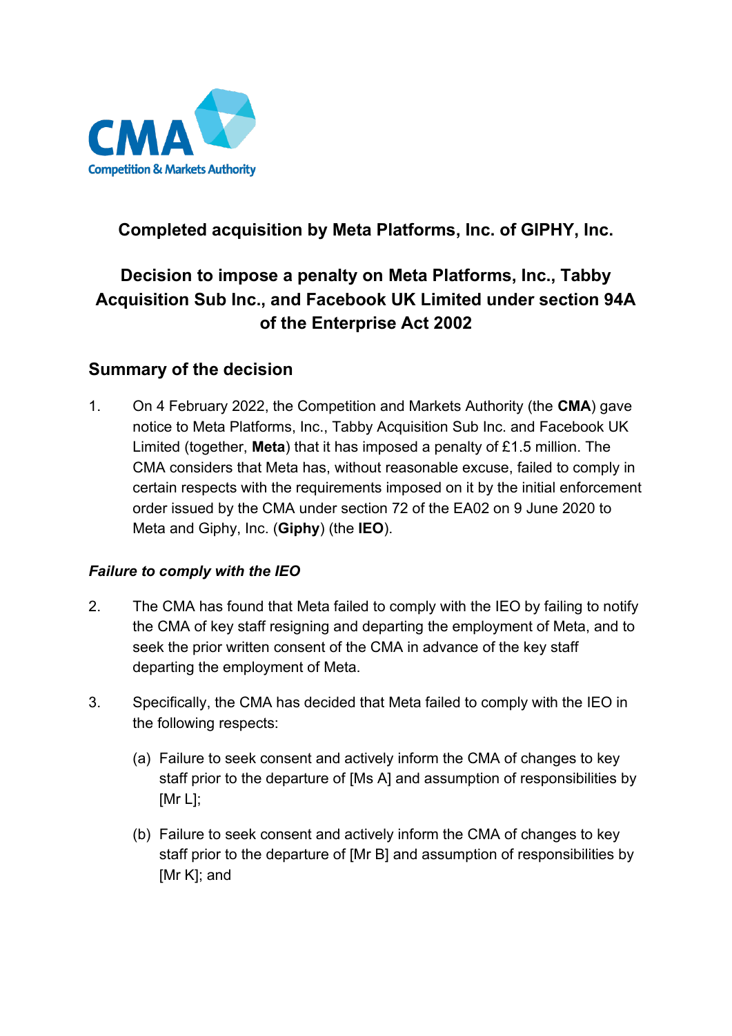# Completed acquisition by Meta Platforms, Inc. of GIPHY, Inc.

# Decision to impose a penalty on Meta Platforms, Inc., Tabby Acquisition Sub Inc., and Facebook UK Limited under section 94A of the Enterprise Act 2002

## Summary of the decision

1. On 4 February 2022, the Competition and Markets Authority (the **CMA**) gave notice to Meta Platforms, Inc., Tabby Acquisition Sub Inc. and Facebook UK Limited (together, **Meta**) that it has imposed a penalty of £1.5 million. The CMA considers that Meta has, without reasonable excuse, failed to comply in certain respects with the requirements imposed on it by the initial enforcement order issued by the CMA under section 72 of the EA02 on 9 June 2020 to Meta and Giphy, Inc. (**Giphy**) (the **IEO**).

### *Failure to comply with the IEO*

2. The CMA has found that Meta failed to comply with the IEO by failing to notify the CMA of key staff resigning and departing the employment of Meta, and to seek the prior written consent of the CMA in advance of the key staff departing the employment of Meta.

3. Specifically, the CMA has decided that Meta failed to comply with the IEO in the following respects:

   (a) Failure to seek consent and actively inform the CMA of changes to key staff prior to the departure of [Ms A] and assumption of responsibilities by [Mr L];

   (b) Failure to seek consent and actively inform the CMA of changes to key staff prior to the departure of [Mr B] and assumption of responsibilities by [Mr K]; and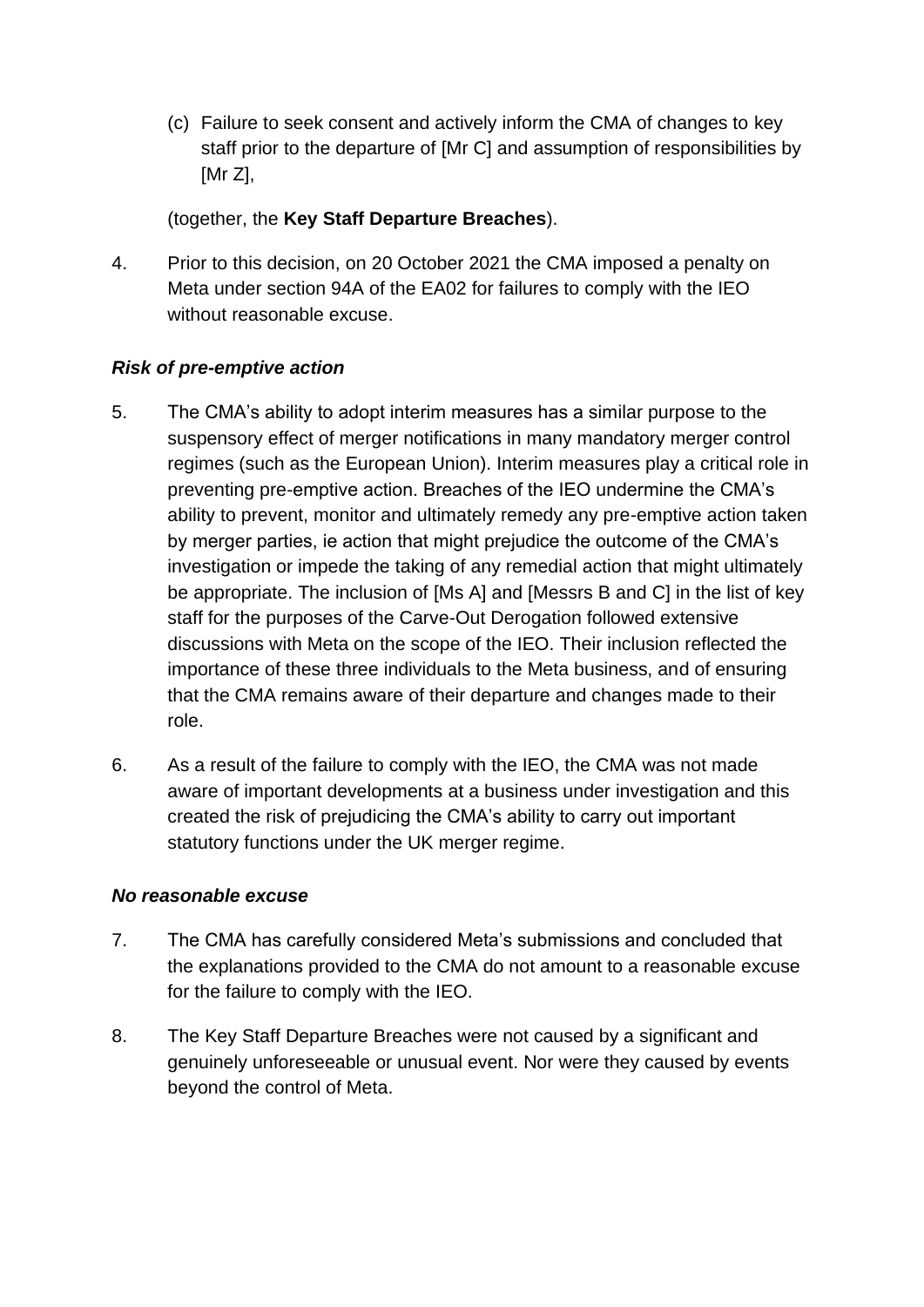(c) Failure to seek consent and actively inform the CMA of changes to key staff prior to the departure of [Mr C] and assumption of responsibilities by [Mr Z],

(together, the **Key Staff Departure Breaches**).

4. Prior to this decision, on 20 October 2021 the CMA imposed a penalty on Meta under section 94A of the EA02 for failures to comply with the IEO without reasonable excuse.

### *Risk of pre-emptive action*

5. The CMA's ability to adopt interim measures has a similar purpose to the suspensory effect of merger notifications in many mandatory merger control regimes (such as the European Union). Interim measures play a critical role in preventing pre-emptive action. Breaches of the IEO undermine the CMA's ability to prevent, monitor and ultimately remedy any pre-emptive action taken by merger parties, ie action that might prejudice the outcome of the CMA's investigation or impede the taking of any remedial action that might ultimately be appropriate. The inclusion of [Ms A] and [Messrs B and C] in the list of key staff for the purposes of the Carve-Out Derogation followed extensive discussions with Meta on the scope of the IEO. Their inclusion reflected the importance of these three individuals to the Meta business, and of ensuring that the CMA remains aware of their departure and changes made to their role.

6. As a result of the failure to comply with the IEO, the CMA was not made aware of important developments at a business under investigation and this created the risk of prejudicing the CMA's ability to carry out important statutory functions under the UK merger regime.

### *No reasonable excuse*

7. The CMA has carefully considered Meta's submissions and concluded that the explanations provided to the CMA do not amount to a reasonable excuse for the failure to comply with the IEO.

8. The Key Staff Departure Breaches were not caused by a significant and genuinely unforeseeable or unusual event. Nor were they caused by events beyond the control of Meta.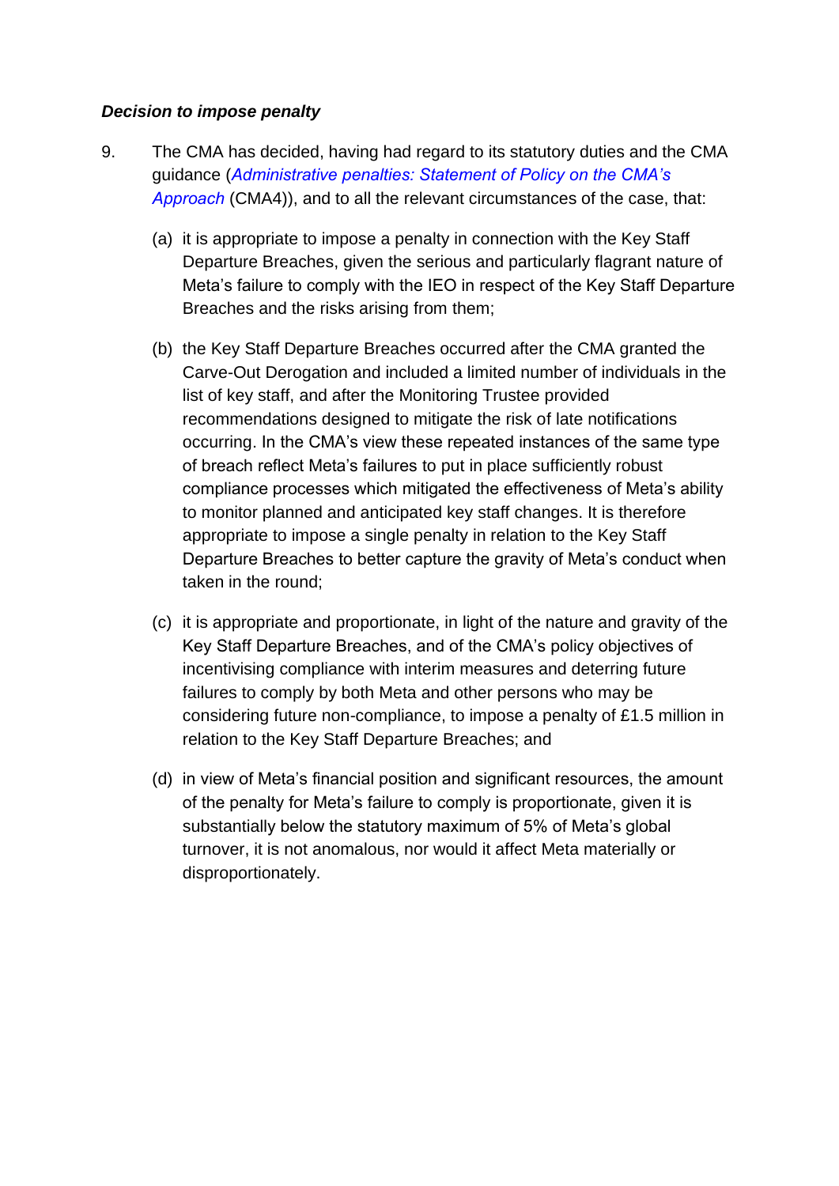***Decision to impose penalty***

9. The CMA has decided, having had regard to its statutory duties and the CMA guidance (*Administrative penalties: Statement of Policy on the CMA's Approach* (CMA4)), and to all the relevant circumstances of the case, that:

   (a) it is appropriate to impose a penalty in connection with the Key Staff Departure Breaches, given the serious and particularly flagrant nature of Meta's failure to comply with the IEO in respect of the Key Staff Departure Breaches and the risks arising from them;

   (b) the Key Staff Departure Breaches occurred after the CMA granted the Carve-Out Derogation and included a limited number of individuals in the list of key staff, and after the Monitoring Trustee provided recommendations designed to mitigate the risk of late notifications occurring. In the CMA's view these repeated instances of the same type of breach reflect Meta's failures to put in place sufficiently robust compliance processes which mitigated the effectiveness of Meta's ability to monitor planned and anticipated key staff changes. It is therefore appropriate to impose a single penalty in relation to the Key Staff Departure Breaches to better capture the gravity of Meta's conduct when taken in the round;

   (c) it is appropriate and proportionate, in light of the nature and gravity of the Key Staff Departure Breaches, and of the CMA's policy objectives of incentivising compliance with interim measures and deterring future failures to comply by both Meta and other persons who may be considering future non-compliance, to impose a penalty of £1.5 million in relation to the Key Staff Departure Breaches; and

   (d) in view of Meta's financial position and significant resources, the amount of the penalty for Meta's failure to comply is proportionate, given it is substantially below the statutory maximum of 5% of Meta's global turnover, it is not anomalous, nor would it affect Meta materially or disproportionately.